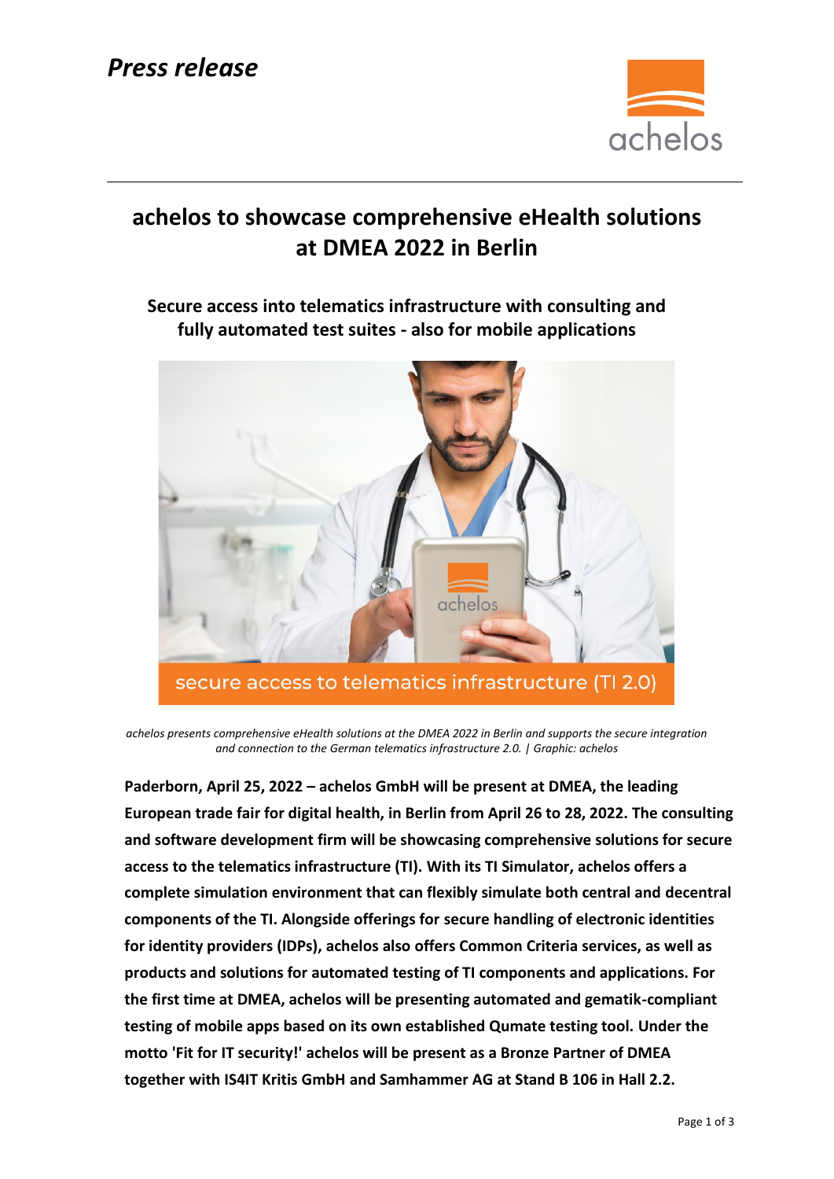*Press release*

# achelos to showcase comprehensive eHealth solutions at DMEA 2022 in Berlin

## Secure access into telematics infrastructure with consulting and fully automated test suites - also for mobile applications

*achelos presents comprehensive eHealth solutions at the DMEA 2022 in Berlin and supports the secure integration and connection to the German telematics infrastructure 2.0. | Graphic: achelos*

**Paderborn, April 25, 2022 – achelos GmbH will be present at DMEA, the leading European trade fair for digital health, in Berlin from April 26 to 28, 2022. The consulting and software development firm will be showcasing comprehensive solutions for secure access to the telematics infrastructure (TI). With its TI Simulator, achelos offers a complete simulation environment that can flexibly simulate both central and decentral components of the TI. Alongside offerings for secure handling of electronic identities for identity providers (IDPs), achelos also offers Common Criteria services, as well as products and solutions for automated testing of TI components and applications. For the first time at DMEA, achelos will be presenting automated and gematik-compliant testing of mobile apps based on its own established Qumate testing tool. Under the motto 'Fit for IT security!' achelos will be present as a Bronze Partner of DMEA together with IS4IT Kritis GmbH and Samhammer AG at Stand B 106 in Hall 2.2.**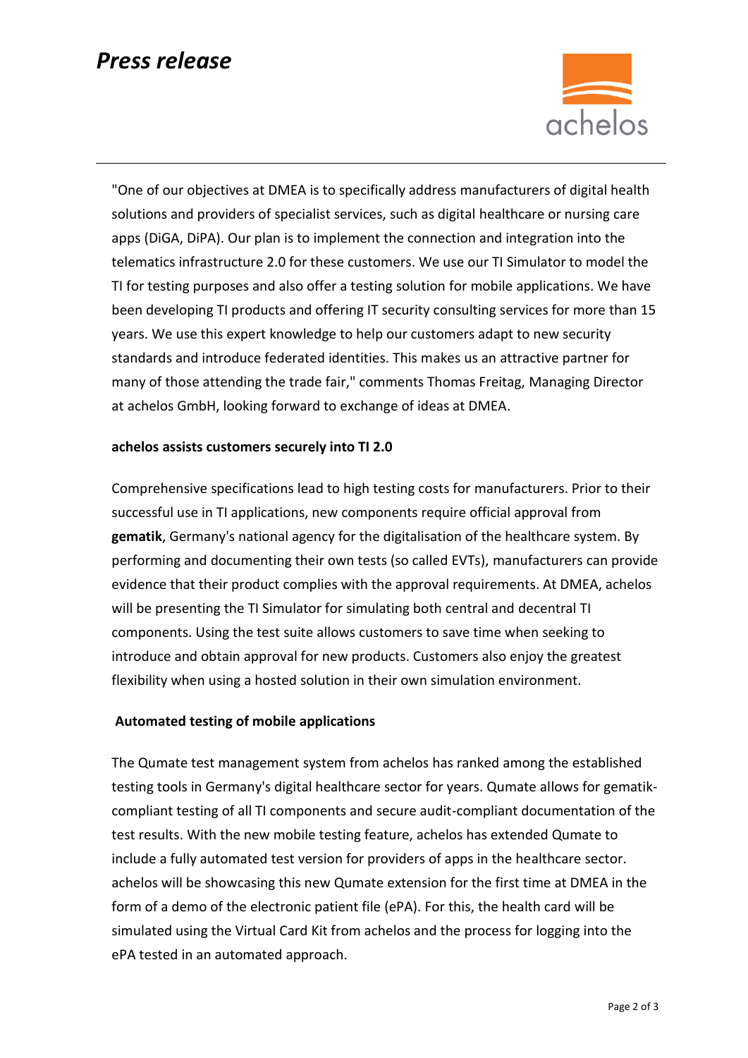"One of our objectives at DMEA is to specifically address manufacturers of digital health solutions and providers of specialist services, such as digital healthcare or nursing care apps (DiGA, DiPA). Our plan is to implement the connection and integration into the telematics infrastructure 2.0 for these customers. We use our TI Simulator to model the TI for testing purposes and also offer a testing solution for mobile applications. We have been developing TI products and offering IT security consulting services for more than 15 years. We use this expert knowledge to help our customers adapt to new security standards and introduce federated identities. This makes us an attractive partner for many of those attending the trade fair," comments Thomas Freitag, Managing Director at achelos GmbH, looking forward to exchange of ideas at DMEA.

**achelos assists customers securely into TI 2.0**

Comprehensive specifications lead to high testing costs for manufacturers. Prior to their successful use in TI applications, new components require official approval from **gematik**, Germany's national agency for the digitalisation of the healthcare system. By performing and documenting their own tests (so called EVTs), manufacturers can provide evidence that their product complies with the approval requirements. At DMEA, achelos will be presenting the TI Simulator for simulating both central and decentral TI components. Using the test suite allows customers to save time when seeking to introduce and obtain approval for new products. Customers also enjoy the greatest flexibility when using a hosted solution in their own simulation environment.

**Automated testing of mobile applications**

The Qumate test management system from achelos has ranked among the established testing tools in Germany's digital healthcare sector for years. Qumate allows for gematik-compliant testing of all TI components and secure audit-compliant documentation of the test results. With the new mobile testing feature, achelos has extended Qumate to include a fully automated test version for providers of apps in the healthcare sector. achelos will be showcasing this new Qumate extension for the first time at DMEA in the form of a demo of the electronic patient file (ePA). For this, the health card will be simulated using the Virtual Card Kit from achelos and the process for logging into the ePA tested in an automated approach.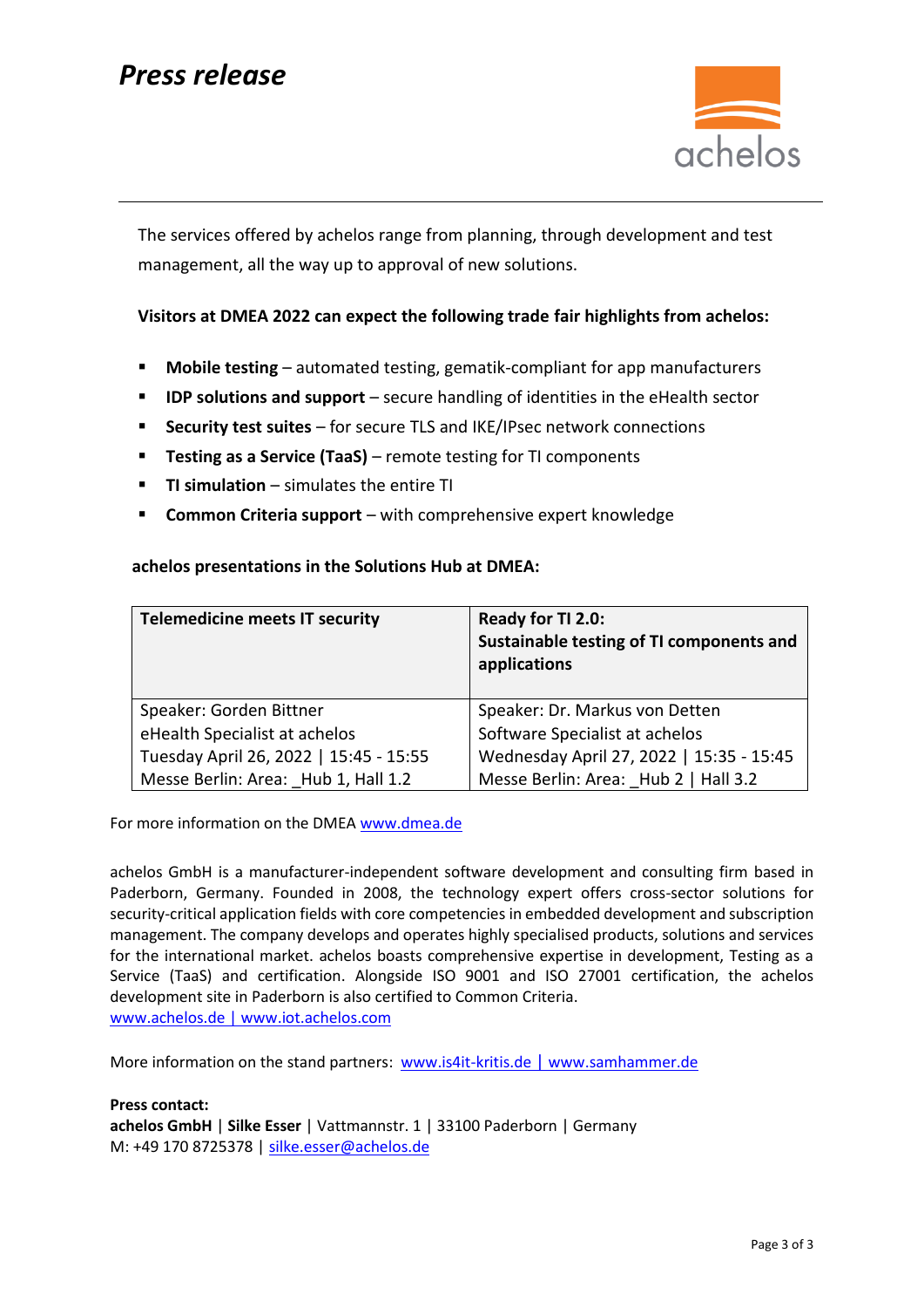# *Press release*

The services offered by achelos range from planning, through development and test management, all the way up to approval of new solutions.

**Visitors at DMEA 2022 can expect the following trade fair highlights from achelos:**

- **Mobile testing** – automated testing, gematik-compliant for app manufacturers
- **IDP solutions and support** – secure handling of identities in the eHealth sector
- **Security test suites** – for secure TLS and IKE/IPsec network connections
- **Testing as a Service (TaaS)** – remote testing for TI components
- **TI simulation** – simulates the entire TI
- **Common Criteria support** – with comprehensive expert knowledge

**achelos presentations in the Solutions Hub at DMEA:**

| **Telemedicine meets IT security** | **Ready for TI 2.0: Sustainable testing of TI components and applications** |
|---|---|
| Speaker: Gorden Bittner<br>eHealth Specialist at achelos<br>Tuesday April 26, 2022 \| 15:45 - 15:55<br>Messe Berlin: Area: _Hub 1, Hall 1.2 | Speaker: Dr. Markus von Detten<br>Software Specialist at achelos<br>Wednesday April 27, 2022 \| 15:35 - 15:45<br>Messe Berlin: Area: _Hub 2 \| Hall 3.2 |

For more information on the DMEA www.dmea.de

achelos GmbH is a manufacturer-independent software development and consulting firm based in Paderborn, Germany. Founded in 2008, the technology expert offers cross-sector solutions for security-critical application fields with core competencies in embedded development and subscription management. The company develops and operates highly specialised products, solutions and services for the international market. achelos boasts comprehensive expertise in development, Testing as a Service (TaaS) and certification. Alongside ISO 9001 and ISO 27001 certification, the achelos development site in Paderborn is also certified to Common Criteria.
www.achelos.de | www.iot.achelos.com

More information on the stand partners: www.is4it-kritis.de | www.samhammer.de

**Press contact:**
**achelos GmbH** | **Silke Esser** | Vattmannstr. 1 | 33100 Paderborn | Germany
M: +49 170 8725378 | silke.esser@achelos.de